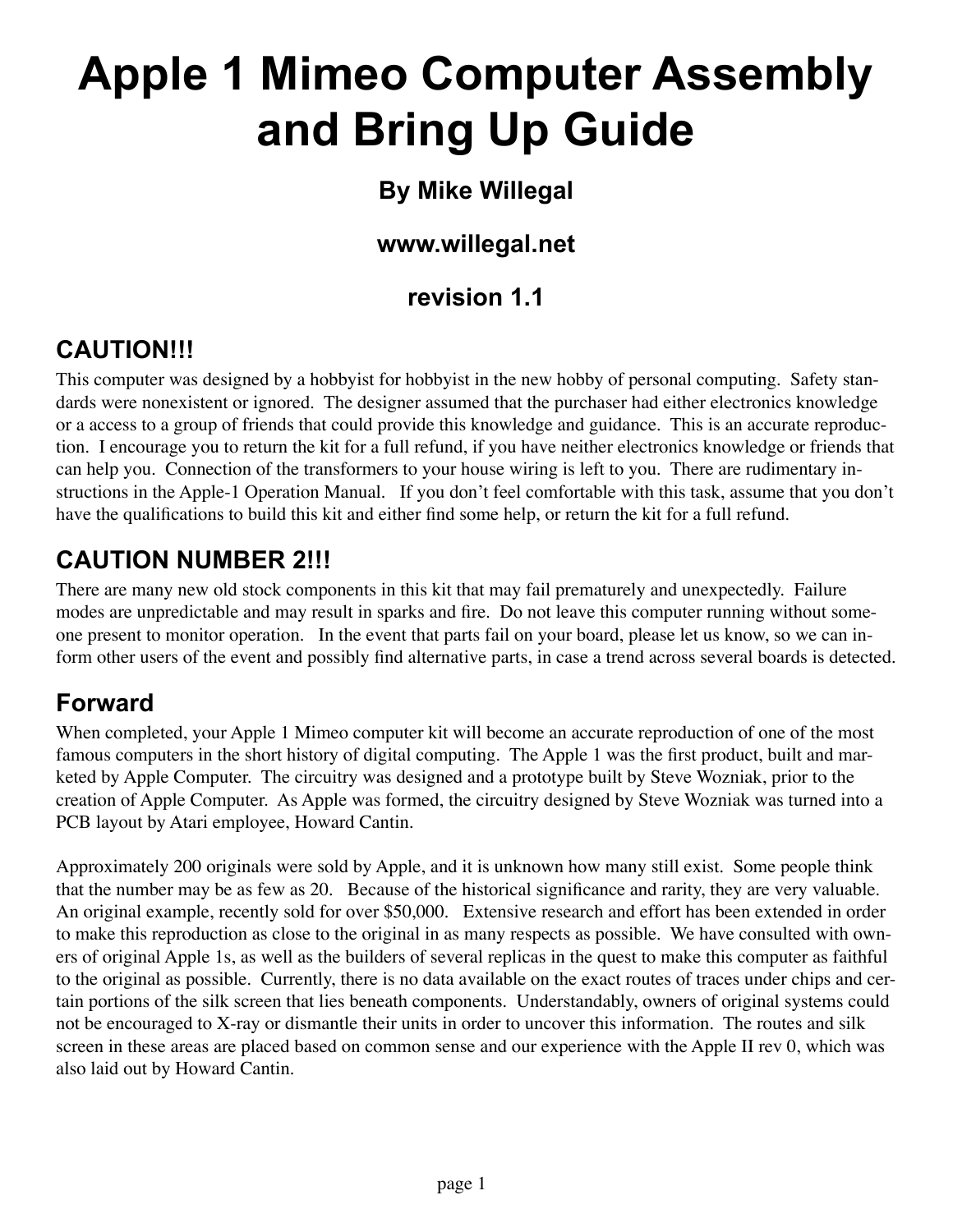# Apple 1 Mimeo Computer Assembly and Bring Up Guide

### By Mike Willegal

### www.willegal.net

### revision 1.1

## CAUTION!!!

This computer was designed by a hobbyist for hobbyist in the new hobby of personal computing. Safety standards were nonexistent or ignored. The designer assumed that the purchaser had either electronics knowledge or a access to a group of friends that could provide this knowledge and guidance. This is an accurate reproduction. I encourage you to return the kit for a full refund, if you have neither electronics knowledge or friends that can help you. Connection of the transformers to your house wiring is left to you. There are rudimentary instructions in the Apple-1 Operation Manual. If you don't feel comfortable with this task, assume that you don't have the qualifications to build this kit and either find some help, or return the kit for a full refund.

## CAUTION NUMBER 2!!!

There are many new old stock components in this kit that may fail prematurely and unexpectedly. Failure modes are unpredictable and may result in sparks and fire. Do not leave this computer running without someone present to monitor operation. In the event that parts fail on your board, please let us know, so we can inform other users of the event and possibly find alternative parts, in case a trend across several boards is detected.

## Forward

When completed, your Apple 1 Mimeo computer kit will become an accurate reproduction of one of the most famous computers in the short history of digital computing. The Apple 1 was the first product, built and marketed by Apple Computer. The circuitry was designed and a prototype built by Steve Wozniak, prior to the creation of Apple Computer. As Apple was formed, the circuitry designed by Steve Wozniak was turned into a PCB layout by Atari employee, Howard Cantin.

Approximately 200 originals were sold by Apple, and it is unknown how many still exist. Some people think that the number may be as few as 20. Because of the historical significance and rarity, they are very valuable. An original example, recently sold for over $50,000. Extensive research and effort has been extended in order to make this reproduction as close to the original in as many respects as possible. We have consulted with owners of original Apple 1s, as well as the builders of several replicas in the quest to make this computer as faithful to the original as possible. Currently, there is no data available on the exact routes of traces under chips and certain portions of the silk screen that lies beneath components. Understandably, owners of original systems could not be encouraged to X-ray or dismantle their units in order to uncover this information. The routes and silk screen in these areas are placed based on common sense and our experience with the Apple II rev 0, which was also laid out by Howard Cantin.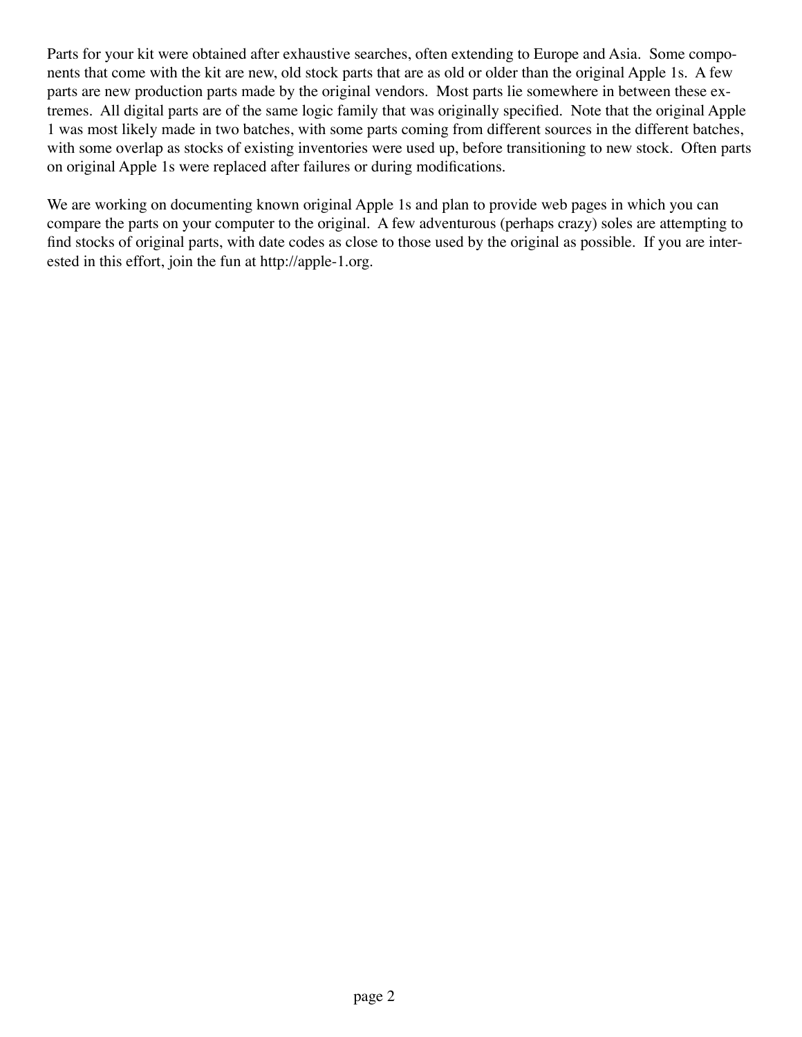Parts for your kit were obtained after exhaustive searches, often extending to Europe and Asia. Some components that come with the kit are new, old stock parts that are as old or older than the original Apple 1s. A few parts are new production parts made by the original vendors. Most parts lie somewhere in between these extremes. All digital parts are of the same logic family that was originally specified. Note that the original Apple 1 was most likely made in two batches, with some parts coming from different sources in the different batches, with some overlap as stocks of existing inventories were used up, before transitioning to new stock. Often parts on original Apple 1s were replaced after failures or during modifications.

We are working on documenting known original Apple 1s and plan to provide web pages in which you can compare the parts on your computer to the original. A few adventurous (perhaps crazy) soles are attempting to find stocks of original parts, with date codes as close to those used by the original as possible. If you are interested in this effort, join the fun at http://apple-1.org.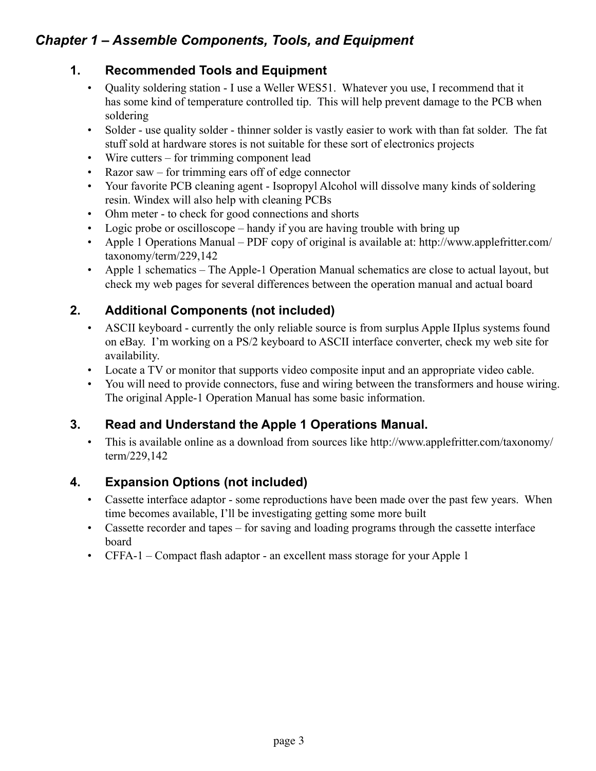## *Chapter 1 – Assemble Components, Tools, and Equipment*

### 1. Recommended Tools and Equipment

- Quality soldering station - I use a Weller WES51. Whatever you use, I recommend that it has some kind of temperature controlled tip. This will help prevent damage to the PCB when soldering
- Solder - use quality solder - thinner solder is vastly easier to work with than fat solder. The fat stuff sold at hardware stores is not suitable for these sort of electronics projects
- Wire cutters – for trimming component lead
- Razor saw – for trimming ears off of edge connector
- Your favorite PCB cleaning agent - Isopropyl Alcohol will dissolve many kinds of soldering resin. Windex will also help with cleaning PCBs
- Ohm meter - to check for good connections and shorts
- Logic probe or oscilloscope – handy if you are having trouble with bring up
- Apple 1 Operations Manual – PDF copy of original is available at: http://www.applefritter.com/taxonomy/term/229,142
- Apple 1 schematics – The Apple-1 Operation Manual schematics are close to actual layout, but check my web pages for several differences between the operation manual and actual board

### 2. Additional Components (not included)

- ASCII keyboard - currently the only reliable source is from surplus Apple IIplus systems found on eBay. I'm working on a PS/2 keyboard to ASCII interface converter, check my web site for availability.
- Locate a TV or monitor that supports video composite input and an appropriate video cable.
- You will need to provide connectors, fuse and wiring between the transformers and house wiring. The original Apple-1 Operation Manual has some basic information.

### 3. Read and Understand the Apple 1 Operations Manual.

- This is available online as a download from sources like http://www.applefritter.com/taxonomy/term/229,142

### 4. Expansion Options (not included)

- Cassette interface adaptor - some reproductions have been made over the past few years. When time becomes available, I'll be investigating getting some more built
- Cassette recorder and tapes – for saving and loading programs through the cassette interface board
- CFFA-1 – Compact flash adaptor - an excellent mass storage for your Apple 1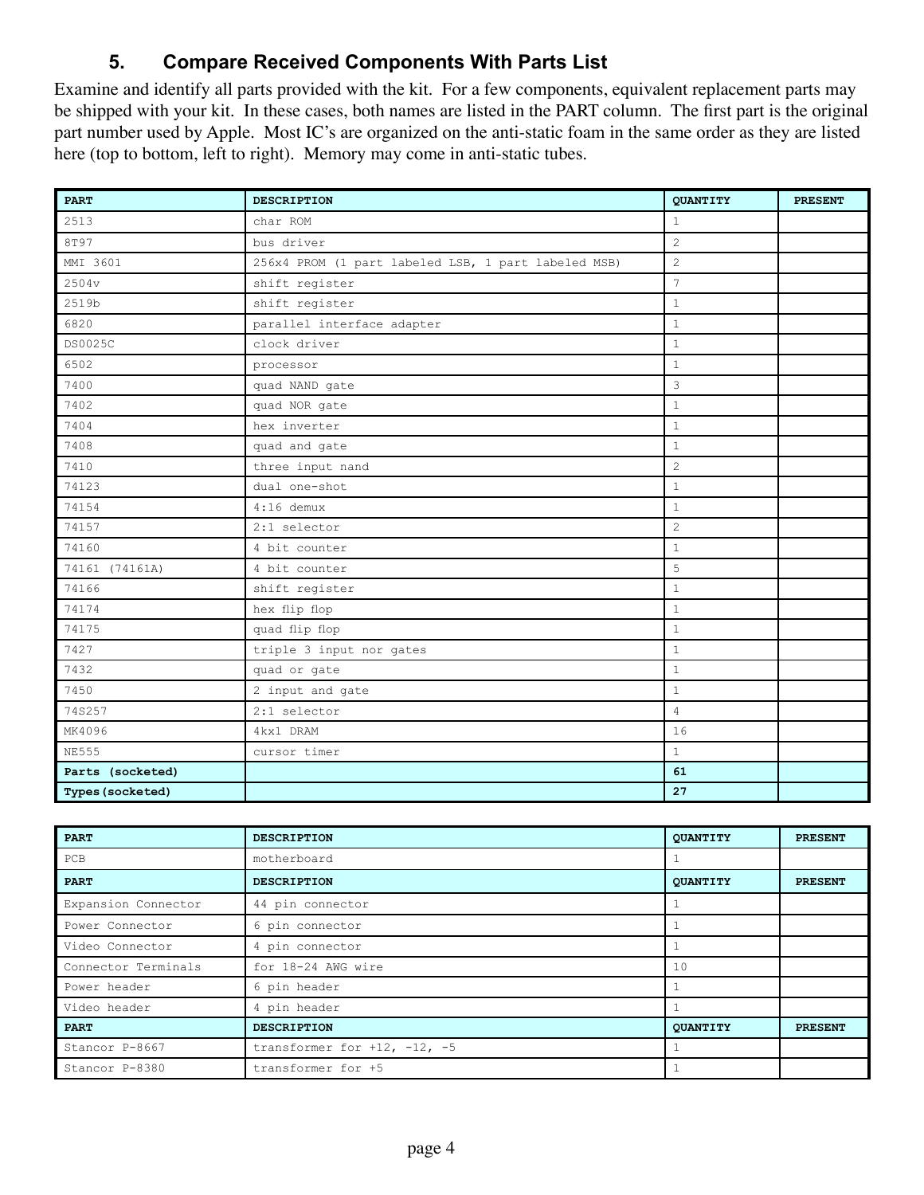### 5. Compare Received Components With Parts List

Examine and identify all parts provided with the kit. For a few components, equivalent replacement parts may be shipped with your kit. In these cases, both names are listed in the PART column. The first part is the original part number used by Apple. Most IC's are organized on the anti-static foam in the same order as they are listed here (top to bottom, left to right). Memory may come in anti-static tubes.

| PART | DESCRIPTION | QUANTITY | PRESENT |
|---|---|---|---|
| 2513 | char ROM | 1 | |
| 8T97 | bus driver | 2 | |
| MMI 3601 | 256x4 PROM (1 part labeled LSB, 1 part labeled MSB) | 2 | |
| 2504v | shift register | 7 | |
| 2519b | shift register | 1 | |
| 6820 | parallel interface adapter | 1 | |
| DS0025C | clock driver | 1 | |
| 6502 | processor | 1 | |
| 7400 | quad NAND gate | 3 | |
| 7402 | quad NOR gate | 1 | |
| 7404 | hex inverter | 1 | |
| 7408 | quad and gate | 1 | |
| 7410 | three input nand | 2 | |
| 74123 | dual one-shot | 1 | |
| 74154 | 4:16 demux | 1 | |
| 74157 | 2:1 selector | 2 | |
| 74160 | 4 bit counter | 1 | |
| 74161 (74161A) | 4 bit counter | 5 | |
| 74166 | shift register | 1 | |
| 74174 | hex flip flop | 1 | |
| 74175 | quad flip flop | 1 | |
| 7427 | triple 3 input nor gates | 1 | |
| 7432 | quad or gate | 1 | |
| 7450 | 2 input and gate | 1 | |
| 74S257 | 2:1 selector | 4 | |
| MK4096 | 4kx1 DRAM | 16 | |
| NE555 | cursor timer | 1 | |
| **Parts (socketed)** | | **61** | |
| **Types (socketed)** | | **27** | |

| PART | DESCRIPTION | QUANTITY | PRESENT |
|---|---|---|---|
| PCB | motherboard | 1 | |
| **PART** | **DESCRIPTION** | **QUANTITY** | **PRESENT** |
| Expansion Connector | 44 pin connector | 1 | |
| Power Connector | 6 pin connector | 1 | |
| Video Connector | 4 pin connector | 1 | |
| Connector Terminals | for 18-24 AWG wire | 10 | |
| Power header | 6 pin header | 1 | |
| Video header | 4 pin header | 1 | |
| **PART** | **DESCRIPTION** | **QUANTITY** | **PRESENT** |
| Stancor P-8667 | transformer for +12, -12, -5 | 1 | |
| Stancor P-8380 | transformer for +5 | 1 | |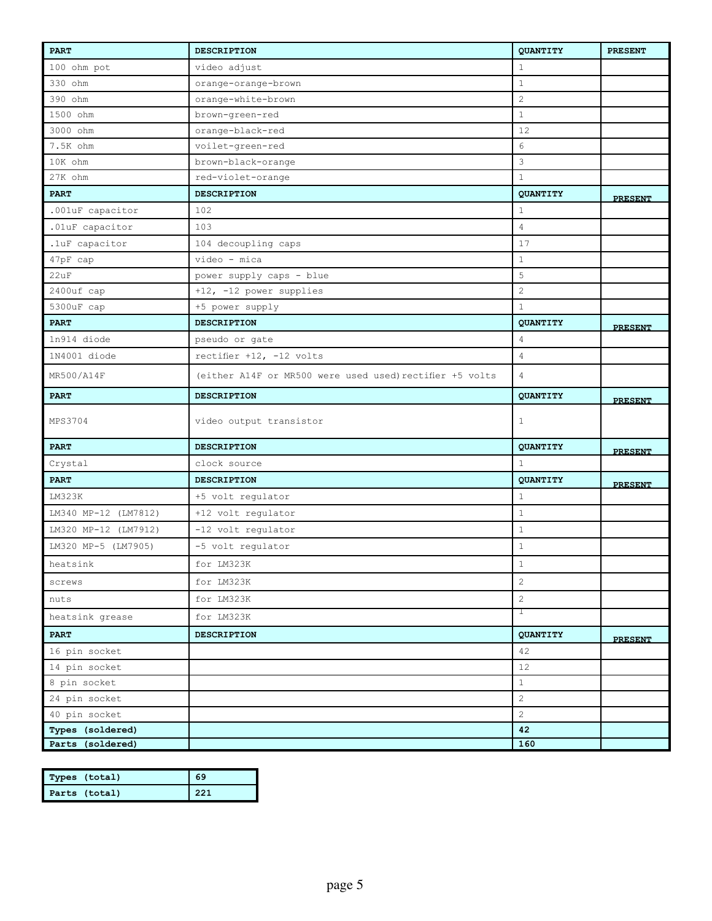| PART | DESCRIPTION | QUANTITY | PRESENT |
|---|---|---|---|
| 100 ohm pot | video adjust | 1 | |
| 330 ohm | orange-orange-brown | 1 | |
| 390 ohm | orange-white-brown | 2 | |
| 1500 ohm | brown-green-red | 1 | |
| 3000 ohm | orange-black-red | 12 | |
| 7.5K ohm | voilet-green-red | 6 | |
| 10K ohm | brown-black-orange | 3 | |
| 27K ohm | red-violet-orange | 1 | |
| **PART** | **DESCRIPTION** | **QUANTITY** | **PRESENT** |
| .001uF capacitor | 102 | 1 | |
| .01uF capacitor | 103 | 4 | |
| .1uF capacitor | 104 decoupling caps | 17 | |
| 47pF cap | video - mica | 1 | |
| 22uF | power supply caps - blue | 5 | |
| 2400uf cap | +12, -12 power supplies | 2 | |
| 5300uF cap | +5 power supply | 1 | |
| **PART** | **DESCRIPTION** | **QUANTITY** | **PRESENT** |
| 1n914 diode | pseudo or gate | 4 | |
| 1N4001 diode | rectifier +12, -12 volts | 4 | |
| MR500/A14F | (either A14F or MR500 were used used)rectifier +5 volts | 4 | |
| **PART** | **DESCRIPTION** | **QUANTITY** | **PRESENT** |
| MPS3704 | video output transistor | 1 | |
| **PART** | **DESCRIPTION** | **QUANTITY** | **PRESENT** |
| Crystal | clock source | 1 | |
| **PART** | **DESCRIPTION** | **QUANTITY** | **PRESENT** |
| LM323K | +5 volt regulator | 1 | |
| LM340 MP-12 (LM7812) | +12 volt regulator | 1 | |
| LM320 MP-12 (LM7912) | -12 volt regulator | 1 | |
| LM320 MP-5 (LM7905) | -5 volt regulator | 1 | |
| heatsink | for LM323K | 1 | |
| screws | for LM323K | 2 | |
| nuts | for LM323K | 2 | |
| heatsink grease | for LM323K | 1 | |
| **PART** | **DESCRIPTION** | **QUANTITY** | **PRESENT** |
| 16 pin socket | | 42 | |
| 14 pin socket | | 12 | |
| 8 pin socket | | 1 | |
| 24 pin socket | | 2 | |
| 40 pin socket | | 2 | |
| **Types (soldered)** | | **42** | |
| **Parts (soldered)** | | **160** | |

| Types (total) | 69 |
|---|---|
| **Parts (total)** | **221** |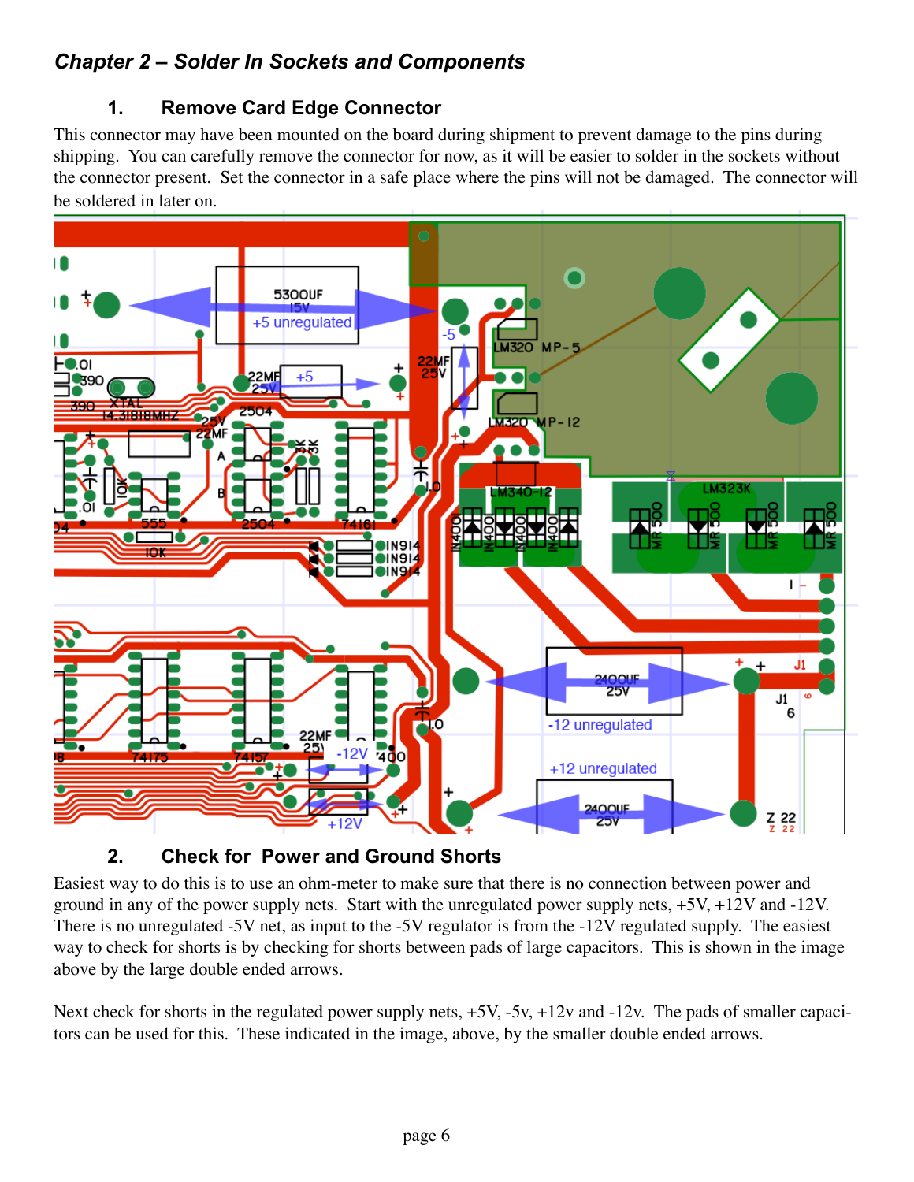## *Chapter 2 – Solder In Sockets and Components*

### 1. Remove Card Edge Connector

This connector may have been mounted on the board during shipment to prevent damage to the pins during shipping. You can carefully remove the connector for now, as it will be easier to solder in the sockets without the connector present. Set the connector in a safe place where the pins will not be damaged. The connector will be soldered in later on.

### 2. Check for Power and Ground Shorts

Easiest way to do this is to use an ohm-meter to make sure that there is no connection between power and ground in any of the power supply nets. Start with the unregulated power supply nets, +5V, +12V and -12V. There is no unregulated -5V net, as input to the -5V regulator is from the -12V regulated supply. The easiest way to check for shorts is by checking for shorts between pads of large capacitors. This is shown in the image above by the large double ended arrows.

Next check for shorts in the regulated power supply nets, +5V, -5v, +12v and -12v. The pads of smaller capacitors can be used for this. These indicated in the image, above, by the smaller double ended arrows.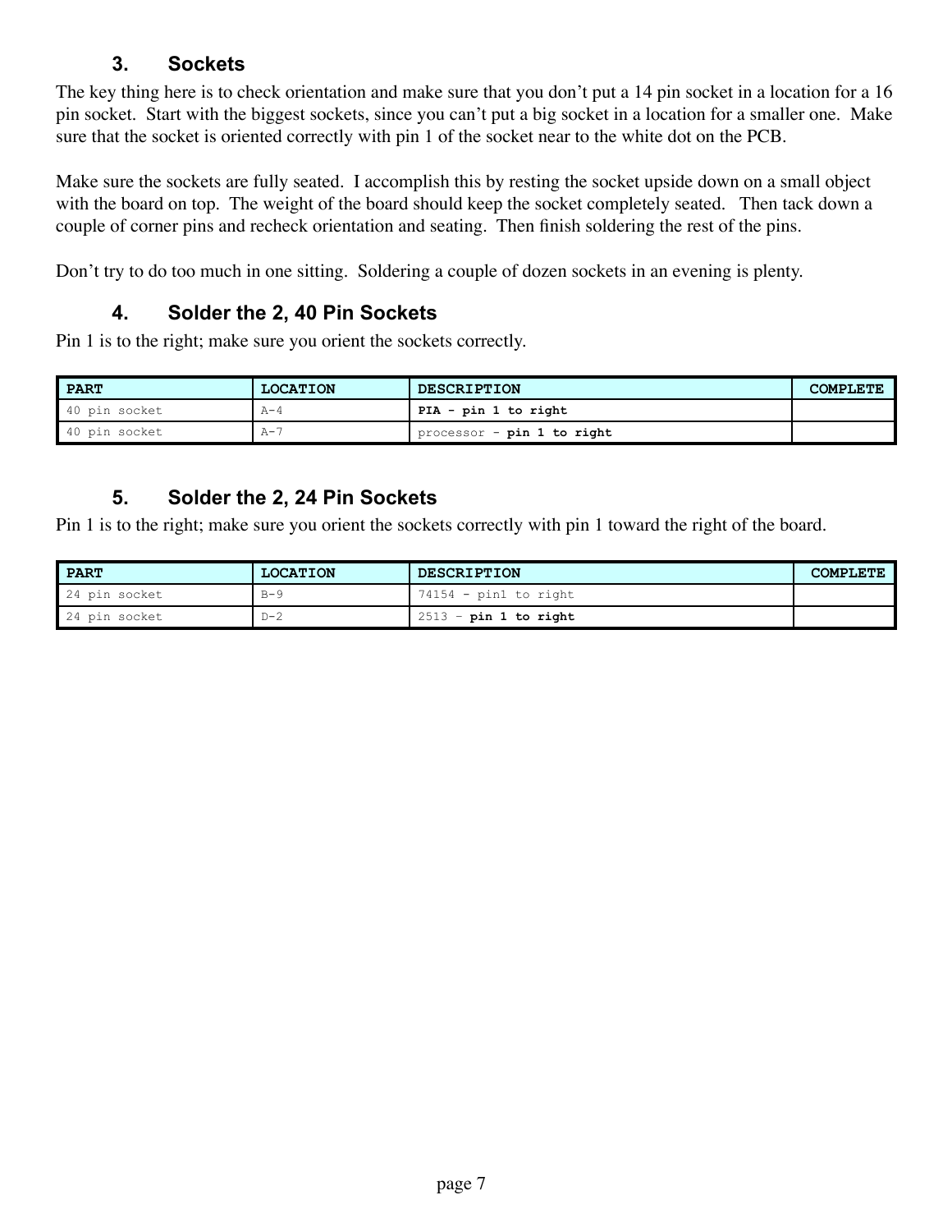## 3. Sockets

The key thing here is to check orientation and make sure that you don't put a 14 pin socket in a location for a 16 pin socket. Start with the biggest sockets, since you can't put a big socket in a location for a smaller one. Make sure that the socket is oriented correctly with pin 1 of the socket near to the white dot on the PCB.

Make sure the sockets are fully seated. I accomplish this by resting the socket upside down on a small object with the board on top. The weight of the board should keep the socket completely seated. Then tack down a couple of corner pins and recheck orientation and seating. Then finish soldering the rest of the pins.

Don't try to do too much in one sitting. Soldering a couple of dozen sockets in an evening is plenty.

## 4. Solder the 2, 40 Pin Sockets

Pin 1 is to the right; make sure you orient the sockets correctly.

| PART | LOCATION | DESCRIPTION | COMPLETE |
|---|---|---|---|
| 40 pin socket | A-4 | **PIA - pin 1 to right** | |
| 40 pin socket | A-7 | processor - **pin 1 to right** | |

## 5. Solder the 2, 24 Pin Sockets

Pin 1 is to the right; make sure you orient the sockets correctly with pin 1 toward the right of the board.

| PART | LOCATION | DESCRIPTION | COMPLETE |
|---|---|---|---|
| 24 pin socket | B-9 | 74154 - pin1 to right | |
| 24 pin socket | D-2 | 2513 - **pin 1 to right** | |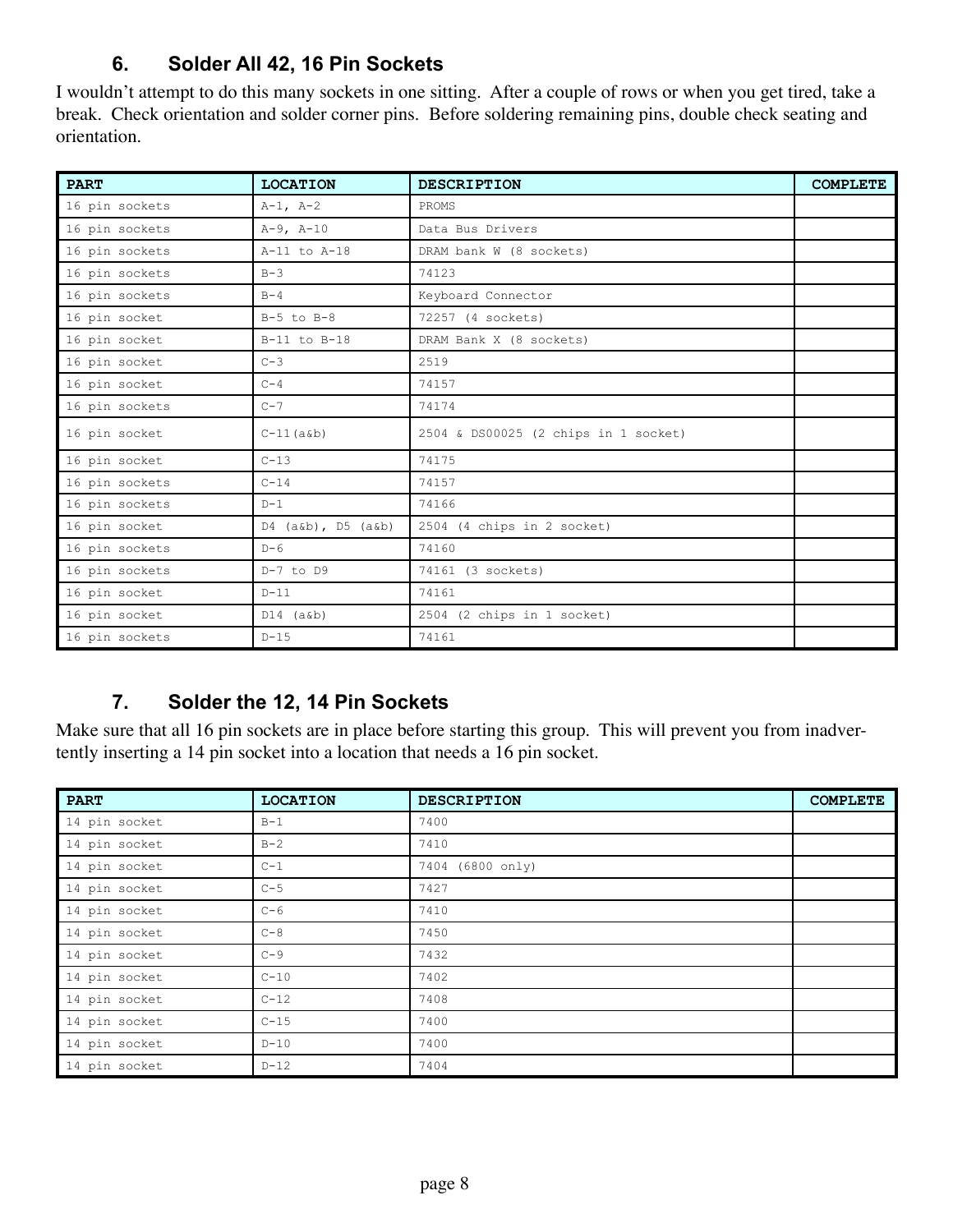## 6. Solder All 42, 16 Pin Sockets

I wouldn't attempt to do this many sockets in one sitting. After a couple of rows or when you get tired, take a break. Check orientation and solder corner pins. Before soldering remaining pins, double check seating and orientation.

| PART | LOCATION | DESCRIPTION | COMPLETE |
|---|---|---|---|
| 16 pin sockets | A-1, A-2 | PROMS | |
| 16 pin sockets | A-9, A-10 | Data Bus Drivers | |
| 16 pin sockets | A-11 to A-18 | DRAM bank W (8 sockets) | |
| 16 pin sockets | B-3 | 74123 | |
| 16 pin sockets | B-4 | Keyboard Connector | |
| 16 pin socket | B-5 to B-8 | 72257 (4 sockets) | |
| 16 pin socket | B-11 to B-18 | DRAM Bank X (8 sockets) | |
| 16 pin socket | C-3 | 2519 | |
| 16 pin socket | C-4 | 74157 | |
| 16 pin sockets | C-7 | 74174 | |
| 16 pin socket | C-11(a&b) | 2504 & DS00025 (2 chips in 1 socket) | |
| 16 pin socket | C-13 | 74175 | |
| 16 pin sockets | C-14 | 74157 | |
| 16 pin sockets | D-1 | 74166 | |
| 16 pin socket | D4 (a&b), D5 (a&b) | 2504 (4 chips in 2 socket) | |
| 16 pin sockets | D-6 | 74160 | |
| 16 pin sockets | D-7 to D9 | 74161 (3 sockets) | |
| 16 pin socket | D-11 | 74161 | |
| 16 pin socket | D14 (a&b) | 2504 (2 chips in 1 socket) | |
| 16 pin sockets | D-15 | 74161 | |

## 7. Solder the 12, 14 Pin Sockets

Make sure that all 16 pin sockets are in place before starting this group. This will prevent you from inadvertently inserting a 14 pin socket into a location that needs a 16 pin socket.

| PART | LOCATION | DESCRIPTION | COMPLETE |
|---|---|---|---|
| 14 pin socket | B-1 | 7400 | |
| 14 pin socket | B-2 | 7410 | |
| 14 pin socket | C-1 | 7404 (6800 only) | |
| 14 pin socket | C-5 | 7427 | |
| 14 pin socket | C-6 | 7410 | |
| 14 pin socket | C-8 | 7450 | |
| 14 pin socket | C-9 | 7432 | |
| 14 pin socket | C-10 | 7402 | |
| 14 pin socket | C-12 | 7408 | |
| 14 pin socket | C-15 | 7400 | |
| 14 pin socket | D-10 | 7400 | |
| 14 pin socket | D-12 | 7404 | |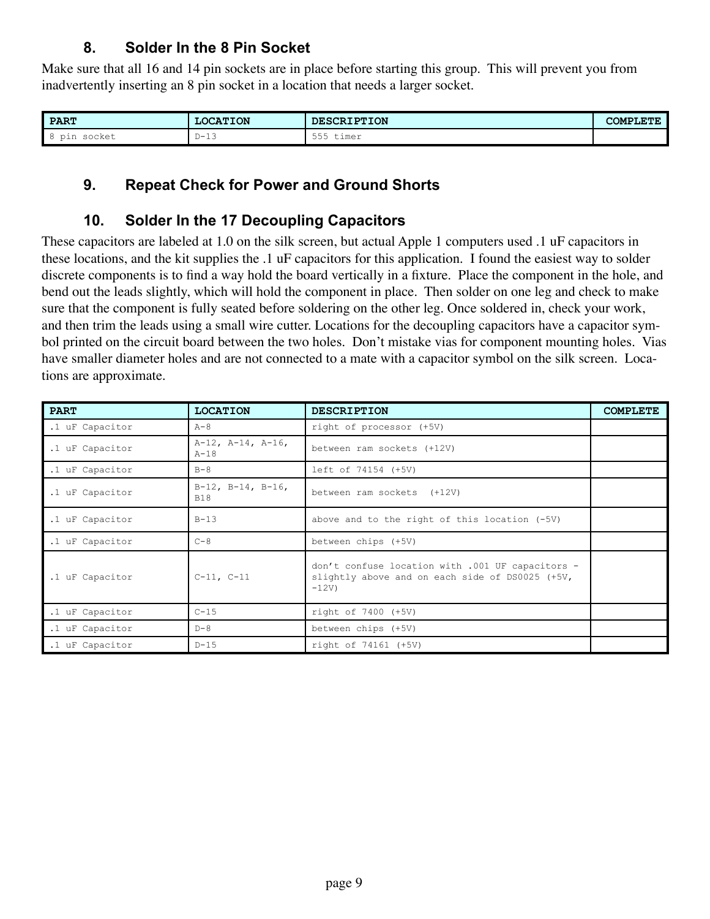## 8. Solder In the 8 Pin Socket

Make sure that all 16 and 14 pin sockets are in place before starting this group. This will prevent you from inadvertently inserting an 8 pin socket in a location that needs a larger socket.

| PART | LOCATION | DESCRIPTION | COMPLETE |
|---|---|---|---|
| 8 pin socket | D-13 | 555 timer | |

## 9. Repeat Check for Power and Ground Shorts

## 10. Solder In the 17 Decoupling Capacitors

These capacitors are labeled at 1.0 on the silk screen, but actual Apple 1 computers used .1 uF capacitors in these locations, and the kit supplies the .1 uF capacitors for this application. I found the easiest way to solder discrete components is to find a way hold the board vertically in a fixture. Place the component in the hole, and bend out the leads slightly, which will hold the component in place. Then solder on one leg and check to make sure that the component is fully seated before soldering on the other leg. Once soldered in, check your work, and then trim the leads using a small wire cutter. Locations for the decoupling capacitors have a capacitor symbol printed on the circuit board between the two holes. Don't mistake vias for component mounting holes. Vias have smaller diameter holes and are not connected to a mate with a capacitor symbol on the silk screen. Locations are approximate.

| PART | LOCATION | DESCRIPTION | COMPLETE |
|---|---|---|---|
| .1 uF Capacitor | A-8 | right of processor (+5V) | |
| .1 uF Capacitor | A-12, A-14, A-16, A-18 | between ram sockets (+12V) | |
| .1 uF Capacitor | B-8 | left of 74154 (+5V) | |
| .1 uF Capacitor | B-12, B-14, B-16, B18 | between ram sockets (+12V) | |
| .1 uF Capacitor | B-13 | above and to the right of this location (-5V) | |
| .1 uF Capacitor | C-8 | between chips (+5V) | |
| .1 uF Capacitor | C-11, C-11 | don't confuse location with .001 UF capacitors - slightly above and on each side of DS0025 (+5V, -12V) | |
| .1 uF Capacitor | C-15 | right of 7400 (+5V) | |
| .1 uF Capacitor | D-8 | between chips (+5V) | |
| .1 uF Capacitor | D-15 | right of 74161 (+5V) | |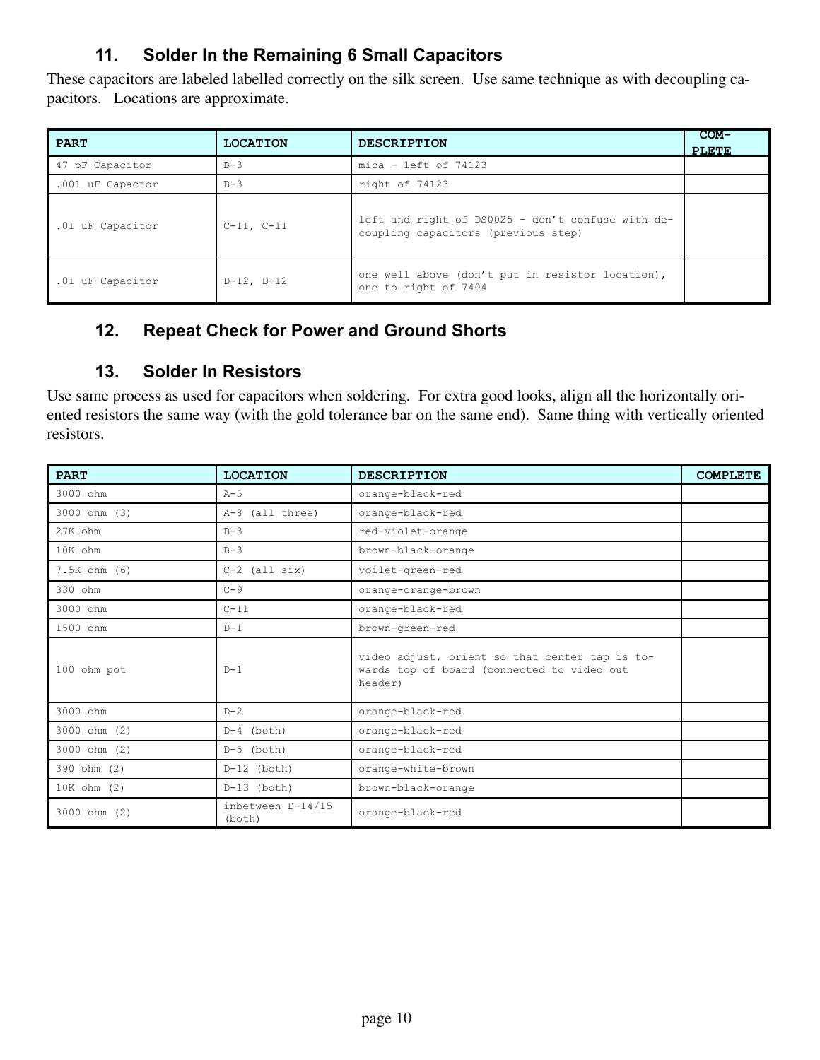### 11. Solder In the Remaining 6 Small Capacitors

These capacitors are labeled labelled correctly on the silk screen. Use same technique as with decoupling capacitors. Locations are approximate.

| PART | LOCATION | DESCRIPTION | COMPLETE |
|---|---|---|---|
| 47 pF Capacitor | B-3 | mica - left of 74123 | |
| .001 uF Capactor | B-3 | right of 74123 | |
| .01 uF Capacitor | C-11, C-11 | left and right of DS0025 - don't confuse with decoupling capacitors (previous step) | |
| .01 uF Capacitor | D-12, D-12 | one well above (don't put in resistor location), one to right of 7404 | |

### 12. Repeat Check for Power and Ground Shorts

### 13. Solder In Resistors

Use same process as used for capacitors when soldering. For extra good looks, align all the horizontally oriented resistors the same way (with the gold tolerance bar on the same end). Same thing with vertically oriented resistors.

| PART | LOCATION | DESCRIPTION | COMPLETE |
|---|---|---|---|
| 3000 ohm | A-5 | orange-black-red | |
| 3000 ohm (3) | A-8 (all three) | orange-black-red | |
| 27K ohm | B-3 | red-violet-orange | |
| 10K ohm | B-3 | brown-black-orange | |
| 7.5K ohm (6) | C-2 (all six) | voilet-green-red | |
| 330 ohm | C-9 | orange-orange-brown | |
| 3000 ohm | C-11 | orange-black-red | |
| 1500 ohm | D-1 | brown-green-red | |
| 100 ohm pot | D-1 | video adjust, orient so that center tap is towards top of board (connected to video out header) | |
| 3000 ohm | D-2 | orange-black-red | |
| 3000 ohm (2) | D-4 (both) | orange-black-red | |
| 3000 ohm (2) | D-5 (both) | orange-black-red | |
| 390 ohm (2) | D-12 (both) | orange-white-brown | |
| 10K ohm (2) | D-13 (both) | brown-black-orange | |
| 3000 ohm (2) | inbetween D-14/15 (both) | orange-black-red | |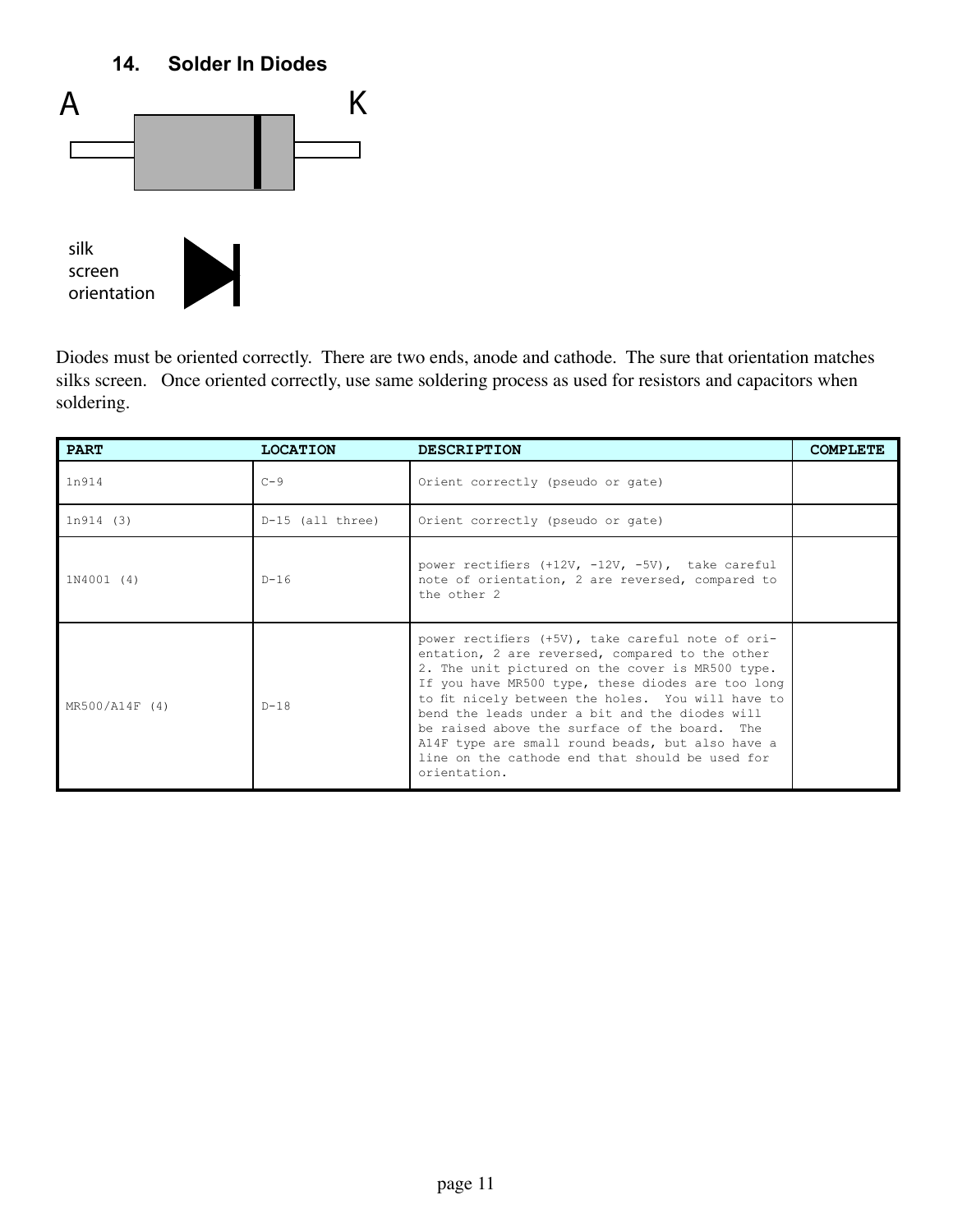## 14. Solder In Diodes

A K

silk
screen
orientation

Diodes must be oriented correctly. There are two ends, anode and cathode. The sure that orientation matches silks screen. Once oriented correctly, use same soldering process as used for resistors and capacitors when soldering.

| PART | LOCATION | DESCRIPTION | COMPLETE |
|---|---|---|---|
| 1n914 | C-9 | Orient correctly (pseudo or gate) | |
| 1n914 (3) | D-15 (all three) | Orient correctly (pseudo or gate) | |
| 1N4001 (4) | D-16 | power rectifiers (+12V, -12V, -5V), take careful note of orientation, 2 are reversed, compared to the other 2 | |
| MR500/A14F (4) | D-18 | power rectifiers (+5V), take careful note of orientation, 2 are reversed, compared to the other 2. The unit pictured on the cover is MR500 type. If you have MR500 type, these diodes are too long to fit nicely between the holes. You will have to bend the leads under a bit and the diodes will be raised above the surface of the board. The A14F type are small round beads, but also have a line on the cathode end that should be used for orientation. | |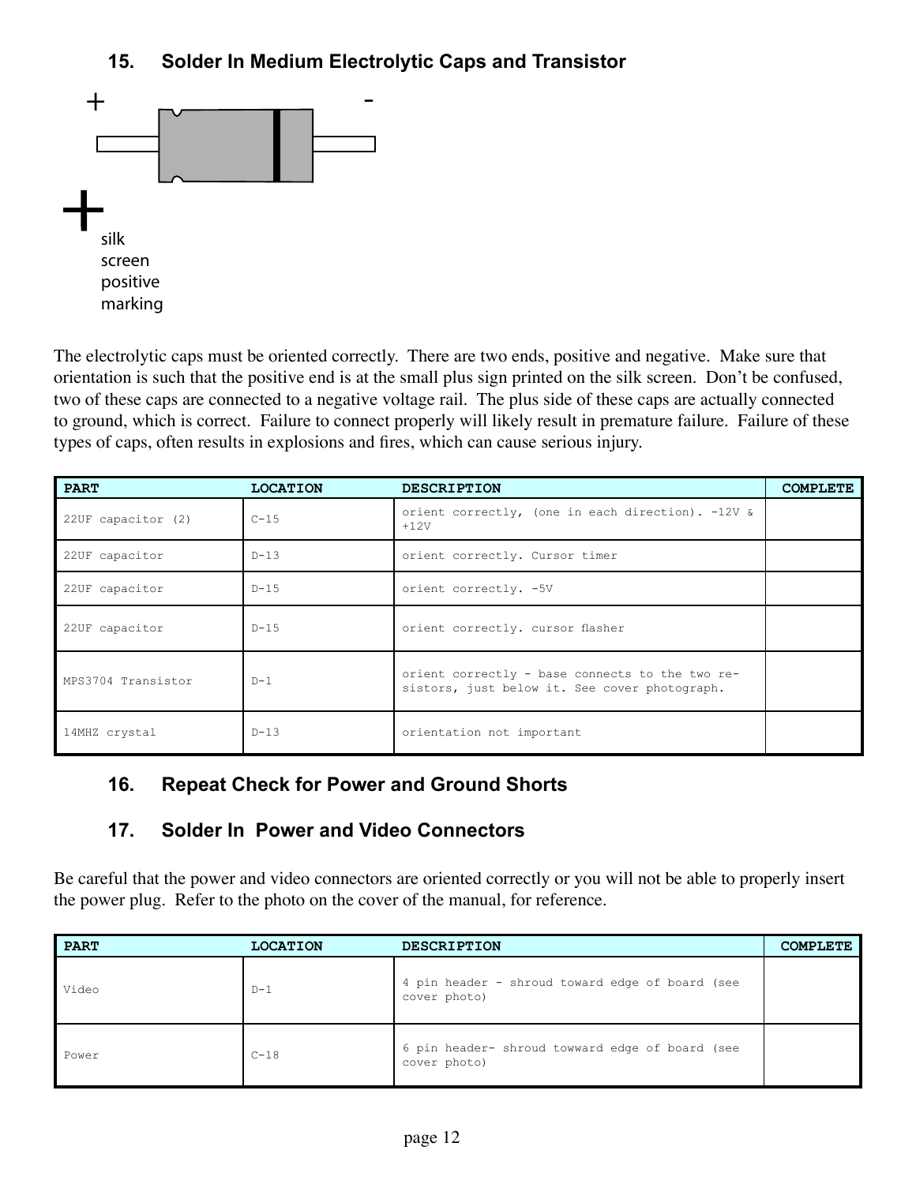## 15. Solder In Medium Electrolytic Caps and Transistor

\+ -

\+ silk screen positive marking

The electrolytic caps must be oriented correctly. There are two ends, positive and negative. Make sure that orientation is such that the positive end is at the small plus sign printed on the silk screen. Don't be confused, two of these caps are connected to a negative voltage rail. The plus side of these caps are actually connected to ground, which is correct. Failure to connect properly will likely result in premature failure. Failure of these types of caps, often results in explosions and fires, which can cause serious injury.

| PART | LOCATION | DESCRIPTION | COMPLETE |
|---|---|---|---|
| 22UF capacitor (2) | C-15 | orient correctly, (one in each direction). -12V & +12V | |
| 22UF capacitor | D-13 | orient correctly. Cursor timer | |
| 22UF capacitor | D-15 | orient correctly. -5V | |
| 22UF capacitor | D-15 | orient correctly. cursor flasher | |
| MPS3704 Transistor | D-1 | orient correctly - base connects to the two resistors, just below it. See cover photograph. | |
| 14MHZ crystal | D-13 | orientation not important | |

## 16. Repeat Check for Power and Ground Shorts

## 17. Solder In Power and Video Connectors

Be careful that the power and video connectors are oriented correctly or you will not be able to properly insert the power plug. Refer to the photo on the cover of the manual, for reference.

| PART | LOCATION | DESCRIPTION | COMPLETE |
|---|---|---|---|
| Video | D-1 | 4 pin header - shroud toward edge of board (see cover photo) | |
| Power | C-18 | 6 pin header- shroud towward edge of board (see cover photo) | |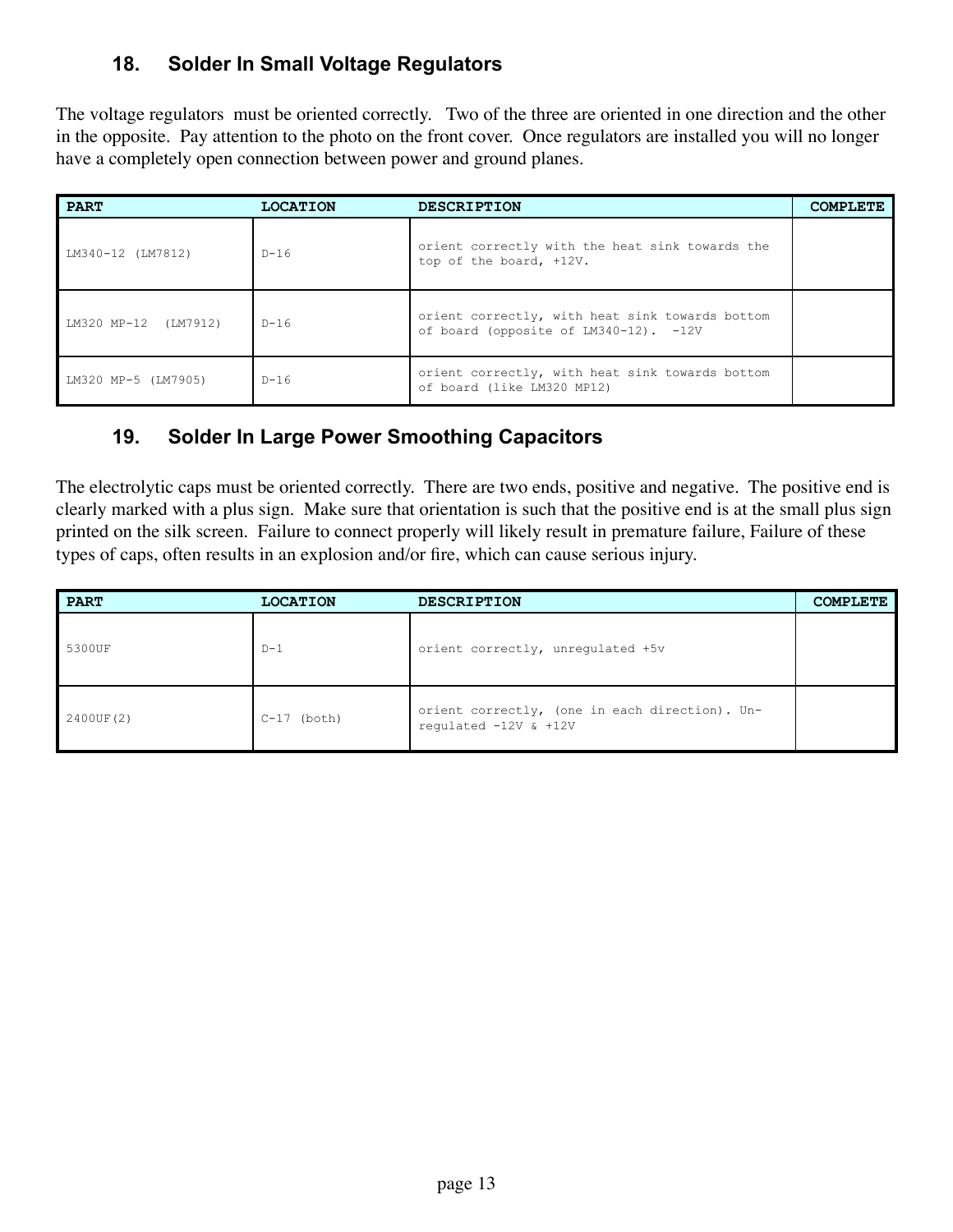## 18. Solder In Small Voltage Regulators

The voltage regulators must be oriented correctly. Two of the three are oriented in one direction and the other in the opposite. Pay attention to the photo on the front cover. Once regulators are installed you will no longer have a completely open connection between power and ground planes.

| PART | LOCATION | DESCRIPTION | COMPLETE |
|---|---|---|---|
| LM340-12 (LM7812) | D-16 | orient correctly with the heat sink towards the top of the board, +12V. | |
| LM320 MP-12 (LM7912) | D-16 | orient correctly, with heat sink towards bottom of board (opposite of LM340-12). -12V | |
| LM320 MP-5 (LM7905) | D-16 | orient correctly, with heat sink towards bottom of board (like LM320 MP12) | |

## 19. Solder In Large Power Smoothing Capacitors

The electrolytic caps must be oriented correctly. There are two ends, positive and negative. The positive end is clearly marked with a plus sign. Make sure that orientation is such that the positive end is at the small plus sign printed on the silk screen. Failure to connect properly will likely result in premature failure, Failure of these types of caps, often results in an explosion and/or fire, which can cause serious injury.

| PART | LOCATION | DESCRIPTION | COMPLETE |
|---|---|---|---|
| 5300UF | D-1 | orient correctly, unregulated +5v | |
| 2400UF(2) | C-17 (both) | orient correctly, (one in each direction). Un-regulated -12V & +12V | |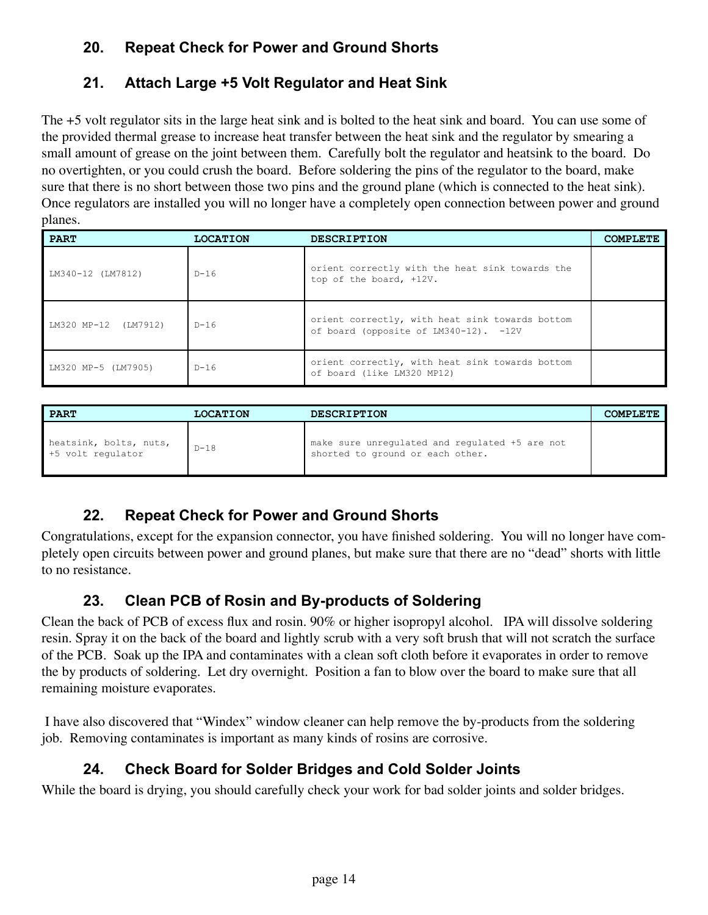## 20. Repeat Check for Power and Ground Shorts

## 21. Attach Large +5 Volt Regulator and Heat Sink

The +5 volt regulator sits in the large heat sink and is bolted to the heat sink and board. You can use some of the provided thermal grease to increase heat transfer between the heat sink and the regulator by smearing a small amount of grease on the joint between them. Carefully bolt the regulator and heatsink to the board. Do no overtighten, or you could crush the board. Before soldering the pins of the regulator to the board, make sure that there is no short between those two pins and the ground plane (which is connected to the heat sink). Once regulators are installed you will no longer have a completely open connection between power and ground planes.

| PART | LOCATION | DESCRIPTION | COMPLETE |
|---|---|---|---|
| LM340-12 (LM7812) | D-16 | orient correctly with the heat sink towards the top of the board, +12V. | |
| LM320 MP-12 (LM7912) | D-16 | orient correctly, with heat sink towards bottom of board (opposite of LM340-12). -12V | |
| LM320 MP-5 (LM7905) | D-16 | orient correctly, with heat sink towards bottom of board (like LM320 MP12) | |

| PART | LOCATION | DESCRIPTION | COMPLETE |
|---|---|---|---|
| heatsink, bolts, nuts, +5 volt regulator | D-18 | make sure unregulated and regulated +5 are not shorted to ground or each other. | |

## 22. Repeat Check for Power and Ground Shorts

Congratulations, except for the expansion connector, you have finished soldering. You will no longer have completely open circuits between power and ground planes, but make sure that there are no "dead" shorts with little to no resistance.

## 23. Clean PCB of Rosin and By-products of Soldering

Clean the back of PCB of excess flux and rosin. 90% or higher isopropyl alcohol. IPA will dissolve soldering resin. Spray it on the back of the board and lightly scrub with a very soft brush that will not scratch the surface of the PCB. Soak up the IPA and contaminates with a clean soft cloth before it evaporates in order to remove the by products of soldering. Let dry overnight. Position a fan to blow over the board to make sure that all remaining moisture evaporates.

I have also discovered that "Windex" window cleaner can help remove the by-products from the soldering job. Removing contaminates is important as many kinds of rosins are corrosive.

## 24. Check Board for Solder Bridges and Cold Solder Joints

While the board is drying, you should carefully check your work for bad solder joints and solder bridges.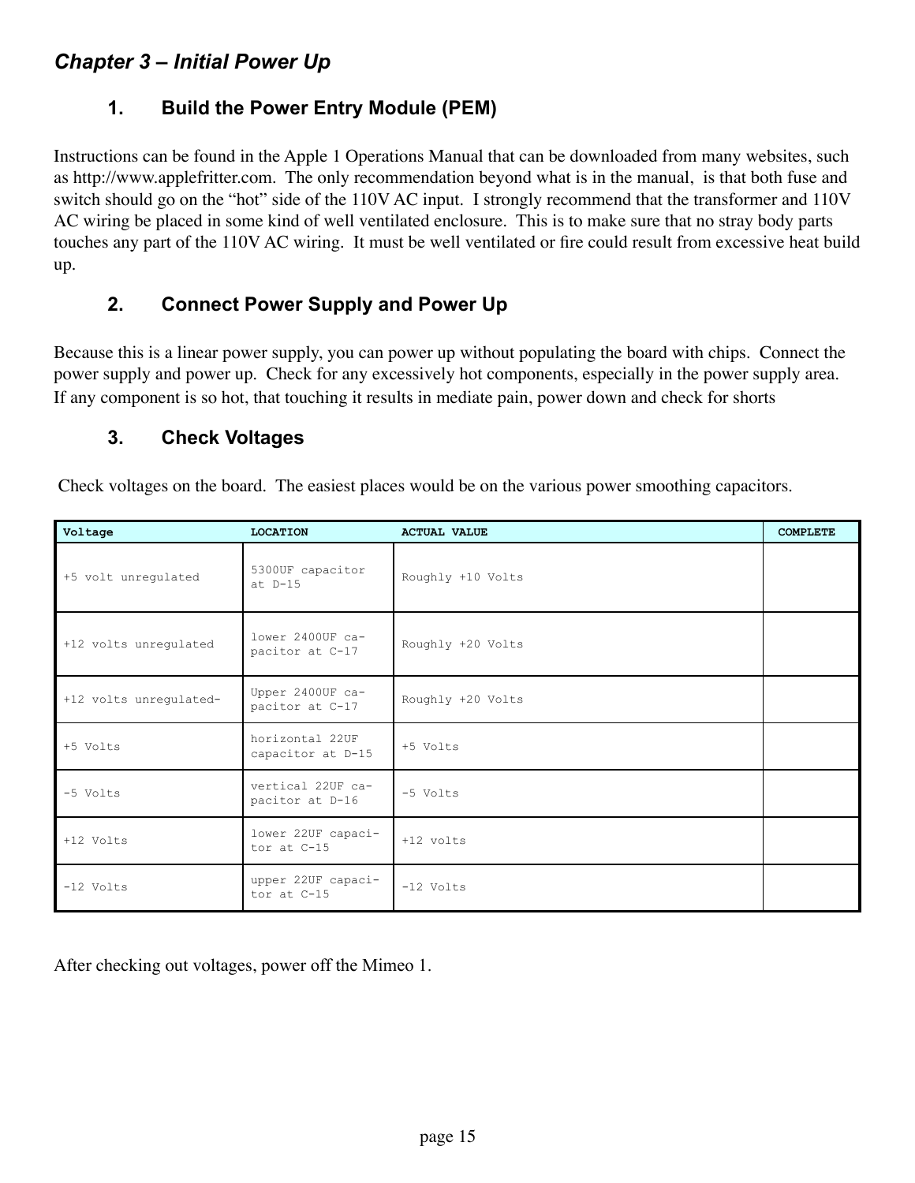## *Chapter 3 – Initial Power Up*

### 1. Build the Power Entry Module (PEM)

Instructions can be found in the Apple 1 Operations Manual that can be downloaded from many websites, such as http://www.applefritter.com. The only recommendation beyond what is in the manual, is that both fuse and switch should go on the "hot" side of the 110V AC input. I strongly recommend that the transformer and 110V AC wiring be placed in some kind of well ventilated enclosure. This is to make sure that no stray body parts touches any part of the 110V AC wiring. It must be well ventilated or fire could result from excessive heat build up.

### 2. Connect Power Supply and Power Up

Because this is a linear power supply, you can power up without populating the board with chips. Connect the power supply and power up. Check for any excessively hot components, especially in the power supply area. If any component is so hot, that touching it results in mediate pain, power down and check for shorts

### 3. Check Voltages

Check voltages on the board. The easiest places would be on the various power smoothing capacitors.

| Voltage | LOCATION | ACTUAL VALUE | COMPLETE |
|---|---|---|---|
| +5 volt unregulated | 5300UF capacitor at D-15 | Roughly +10 Volts | |
| +12 volts unregulated | lower 2400UF capacitor at C-17 | Roughly +20 Volts | |
| +12 volts unregulated- | Upper 2400UF capacitor at C-17 | Roughly +20 Volts | |
| +5 Volts | horizontal 22UF capacitor at D-15 | +5 Volts | |
| -5 Volts | vertical 22UF capacitor at D-16 | -5 Volts | |
| +12 Volts | lower 22UF capacitor at C-15 | +12 volts | |
| -12 Volts | upper 22UF capacitor at C-15 | -12 Volts | |

After checking out voltages, power off the Mimeo 1.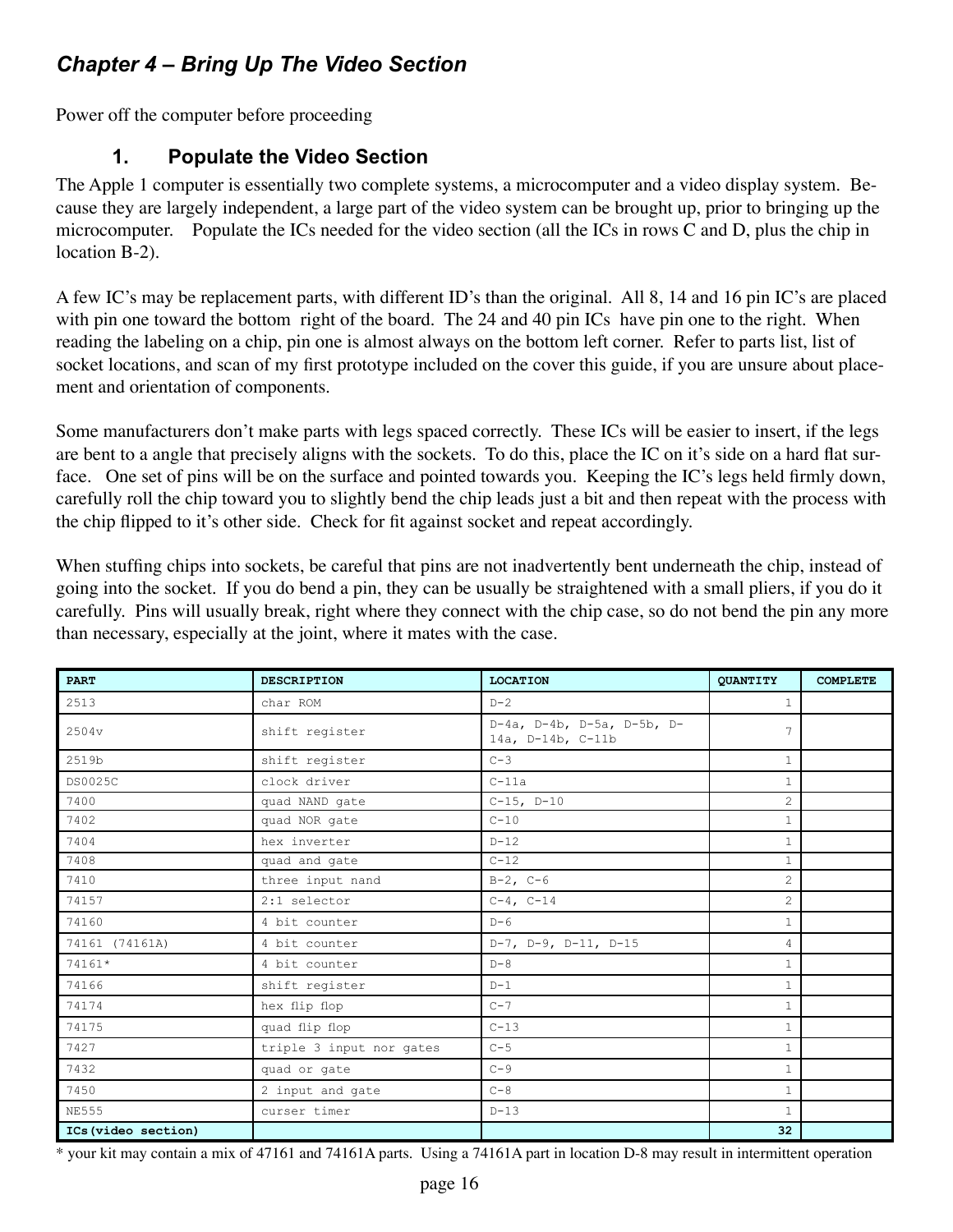## Chapter 4 – Bring Up The Video Section

Power off the computer before proceeding

### 1. Populate the Video Section

The Apple 1 computer is essentially two complete systems, a microcomputer and a video display system. Because they are largely independent, a large part of the video system can be brought up, prior to bringing up the microcomputer. Populate the ICs needed for the video section (all the ICs in rows C and D, plus the chip in location B-2).

A few IC's may be replacement parts, with different ID's than the original. All 8, 14 and 16 pin IC's are placed with pin one toward the bottom right of the board. The 24 and 40 pin ICs have pin one to the right. When reading the labeling on a chip, pin one is almost always on the bottom left corner. Refer to parts list, list of socket locations, and scan of my first prototype included on the cover this guide, if you are unsure about placement and orientation of components.

Some manufacturers don't make parts with legs spaced correctly. These ICs will be easier to insert, if the legs are bent to a angle that precisely aligns with the sockets. To do this, place the IC on it's side on a hard flat surface. One set of pins will be on the surface and pointed towards you. Keeping the IC's legs held firmly down, carefully roll the chip toward you to slightly bend the chip leads just a bit and then repeat with the process with the chip flipped to it's other side. Check for fit against socket and repeat accordingly.

When stuffing chips into sockets, be careful that pins are not inadvertently bent underneath the chip, instead of going into the socket. If you do bend a pin, they can be usually be straightened with a small pliers, if you do it carefully. Pins will usually break, right where they connect with the chip case, so do not bend the pin any more than necessary, especially at the joint, where it mates with the case.

| PART | DESCRIPTION | LOCATION | QUANTITY | COMPLETE |
|---|---|---|---|---|
| 2513 | char ROM | D-2 | 1 | |
| 2504v | shift register | D-4a, D-4b, D-5a, D-5b, D-14a, D-14b, C-11b | 7 | |
| 2519b | shift register | C-3 | 1 | |
| DS0025C | clock driver | C-11a | 1 | |
| 7400 | quad NAND gate | C-15, D-10 | 2 | |
| 7402 | quad NOR gate | C-10 | 1 | |
| 7404 | hex inverter | D-12 | 1 | |
| 7408 | quad and gate | C-12 | 1 | |
| 7410 | three input nand | B-2, C-6 | 2 | |
| 74157 | 2:1 selector | C-4, C-14 | 2 | |
| 74160 | 4 bit counter | D-6 | 1 | |
| 74161 (74161A) | 4 bit counter | D-7, D-9, D-11, D-15 | 4 | |
| 74161* | 4 bit counter | D-8 | 1 | |
| 74166 | shift register | D-1 | 1 | |
| 74174 | hex flip flop | C-7 | 1 | |
| 74175 | quad flip flop | C-13 | 1 | |
| 7427 | triple 3 input nor gates | C-5 | 1 | |
| 7432 | quad or gate | C-9 | 1 | |
| 7450 | 2 input and gate | C-8 | 1 | |
| NE555 | curser timer | D-13 | 1 | |
| **ICs(video section)** | | | **32** | |

* your kit may contain a mix of 47161 and 74161A parts. Using a 74161A part in location D-8 may result in intermittent operation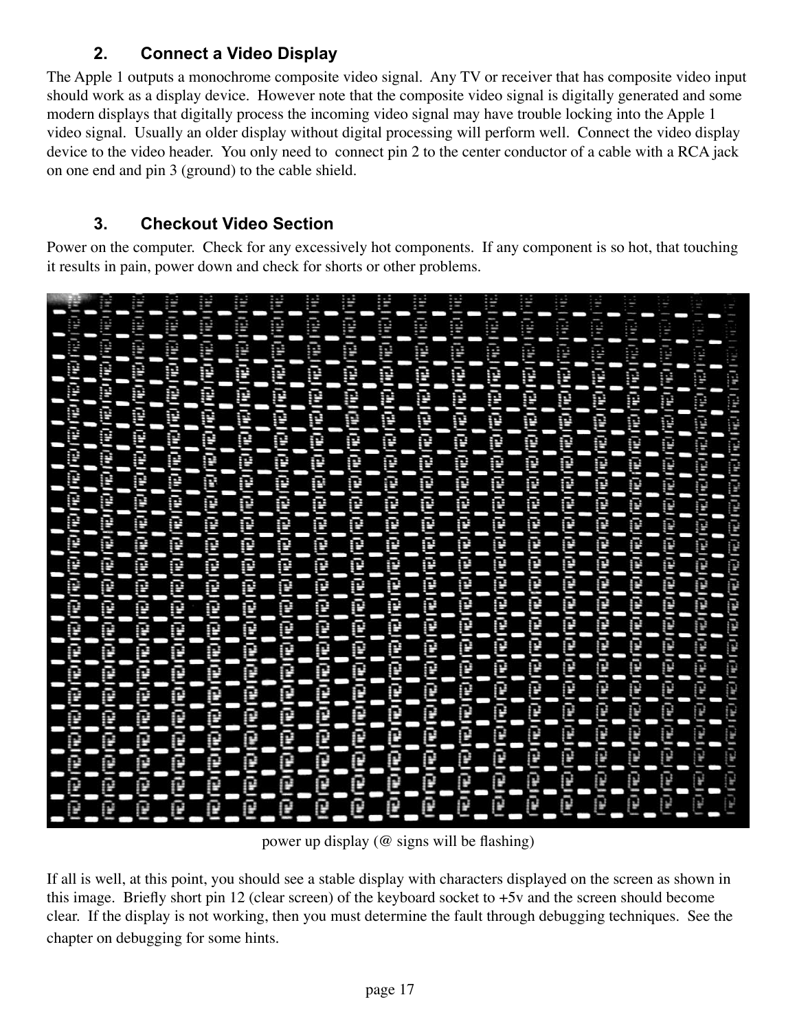## 2. Connect a Video Display

The Apple 1 outputs a monochrome composite video signal. Any TV or receiver that has composite video input should work as a display device. However note that the composite video signal is digitally generated and some modern displays that digitally process the incoming video signal may have trouble locking into the Apple 1 video signal. Usually an older display without digital processing will perform well. Connect the video display device to the video header. You only need to connect pin 2 to the center conductor of a cable with a RCA jack on one end and pin 3 (ground) to the cable shield.

## 3. Checkout Video Section

Power on the computer. Check for any excessively hot components. If any component is so hot, that touching it results in pain, power down and check for shorts or other problems.

power up display (@ signs will be flashing)

If all is well, at this point, you should see a stable display with characters displayed on the screen as shown in this image. Briefly short pin 12 (clear screen) of the keyboard socket to +5v and the screen should become clear. If the display is not working, then you must determine the fault through debugging techniques. See the chapter on debugging for some hints.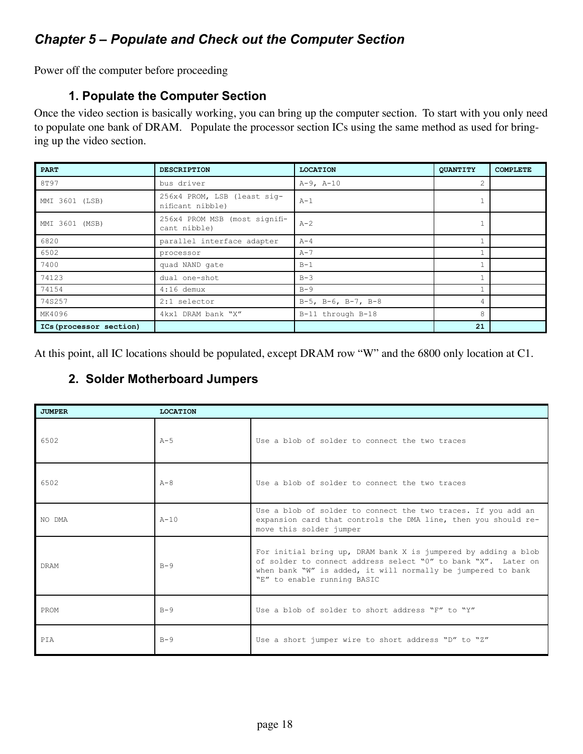## *Chapter 5 – Populate and Check out the Computer Section*

Power off the computer before proceeding

### 1. Populate the Computer Section

Once the video section is basically working, you can bring up the computer section. To start with you only need to populate one bank of DRAM. Populate the processor section ICs using the same method as used for bringing up the video section.

| PART | DESCRIPTION | LOCATION | QUANTITY | COMPLETE |
|---|---|---|---|---|
| 8T97 | bus driver | A-9, A-10 | 2 | |
| MMI 3601 (LSB) | 256x4 PROM, LSB (least significant nibble) | A-1 | 1 | |
| MMI 3601 (MSB) | 256x4 PROM MSB (most significant nibble) | A-2 | 1 | |
| 6820 | parallel interface adapter | A-4 | 1 | |
| 6502 | processor | A-7 | 1 | |
| 7400 | quad NAND gate | B-1 | 1 | |
| 74123 | dual one-shot | B-3 | 1 | |
| 74154 | 4:16 demux | B-9 | 1 | |
| 74S257 | 2:1 selector | B-5, B-6, B-7, B-8 | 4 | |
| MK4096 | 4kx1 DRAM bank "X" | B-11 through B-18 | 8 | |
| **ICs(processor section)** | | | **21** | |

At this point, all IC locations should be populated, except DRAM row "W" and the 6800 only location at C1.

### 2. Solder Motherboard Jumpers

| JUMPER | LOCATION | |
|---|---|---|
| 6502 | A-5 | Use a blob of solder to connect the two traces |
| 6502 | A-8 | Use a blob of solder to connect the two traces |
| NO DMA | A-10 | Use a blob of solder to connect the two traces. If you add an expansion card that controls the DMA line, then you should remove this solder jumper |
| DRAM | B-9 | For initial bring up, DRAM bank X is jumpered by adding a blob of solder to connect address select "0" to bank "X". Later on when bank "W" is added, it will normally be jumpered to bank "E" to enable running BASIC |
| PROM | B-9 | Use a blob of solder to short address "F" to "Y" |
| PIA | B-9 | Use a short jumper wire to short address "D" to "Z" |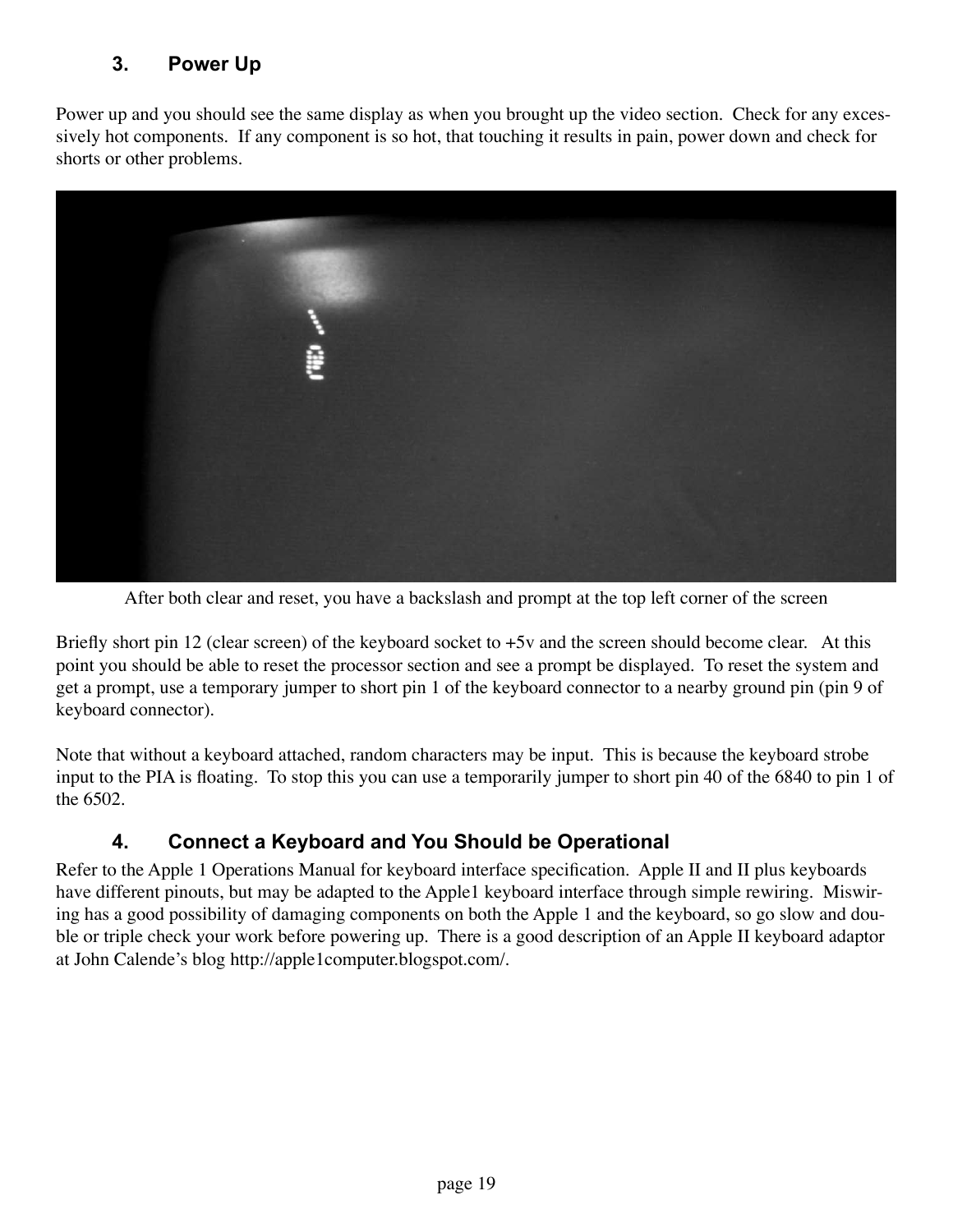## 3. Power Up

Power up and you should see the same display as when you brought up the video section. Check for any excessively hot components. If any component is so hot, that touching it results in pain, power down and check for shorts or other problems.

After both clear and reset, you have a backslash and prompt at the top left corner of the screen

Briefly short pin 12 (clear screen) of the keyboard socket to +5v and the screen should become clear. At this point you should be able to reset the processor section and see a prompt be displayed. To reset the system and get a prompt, use a temporary jumper to short pin 1 of the keyboard connector to a nearby ground pin (pin 9 of keyboard connector).

Note that without a keyboard attached, random characters may be input. This is because the keyboard strobe input to the PIA is floating. To stop this you can use a temporarily jumper to short pin 40 of the 6840 to pin 1 of the 6502.

## 4. Connect a Keyboard and You Should be Operational

Refer to the Apple 1 Operations Manual for keyboard interface specification. Apple II and II plus keyboards have different pinouts, but may be adapted to the Apple1 keyboard interface through simple rewiring. Miswiring has a good possibility of damaging components on both the Apple 1 and the keyboard, so go slow and double or triple check your work before powering up. There is a good description of an Apple II keyboard adaptor at John Calende's blog http://apple1computer.blogspot.com/.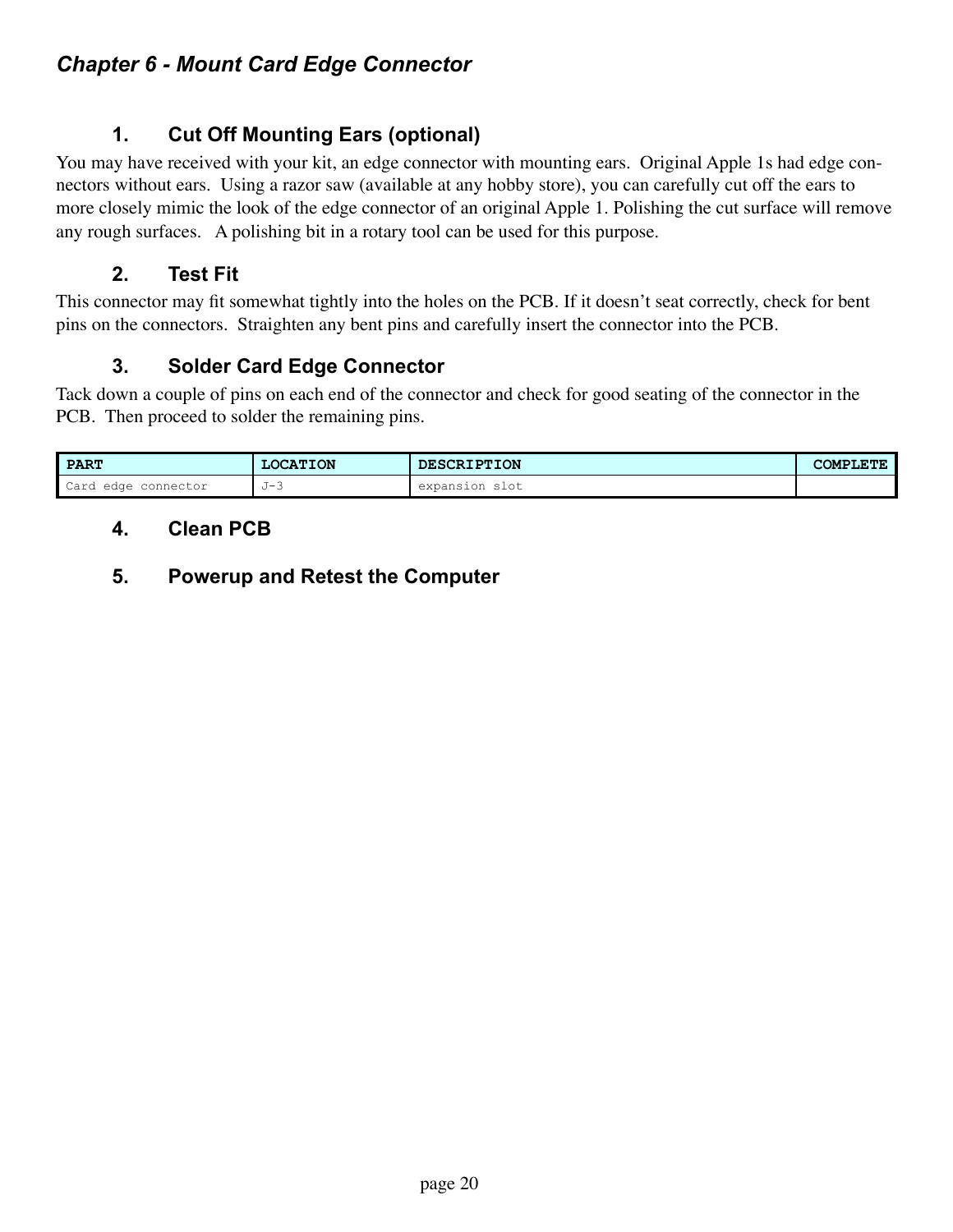## *Chapter 6 - Mount Card Edge Connector*

### 1. Cut Off Mounting Ears (optional)

You may have received with your kit, an edge connector with mounting ears. Original Apple 1s had edge connectors without ears. Using a razor saw (available at any hobby store), you can carefully cut off the ears to more closely mimic the look of the edge connector of an original Apple 1. Polishing the cut surface will remove any rough surfaces. A polishing bit in a rotary tool can be used for this purpose.

### 2. Test Fit

This connector may fit somewhat tightly into the holes on the PCB. If it doesn't seat correctly, check for bent pins on the connectors. Straighten any bent pins and carefully insert the connector into the PCB.

### 3. Solder Card Edge Connector

Tack down a couple of pins on each end of the connector and check for good seating of the connector in the PCB. Then proceed to solder the remaining pins.

| PART | LOCATION | DESCRIPTION | COMPLETE |
|---|---|---|---|
| Card edge connector | J-3 | expansion slot | |

### 4. Clean PCB

### 5. Powerup and Retest the Computer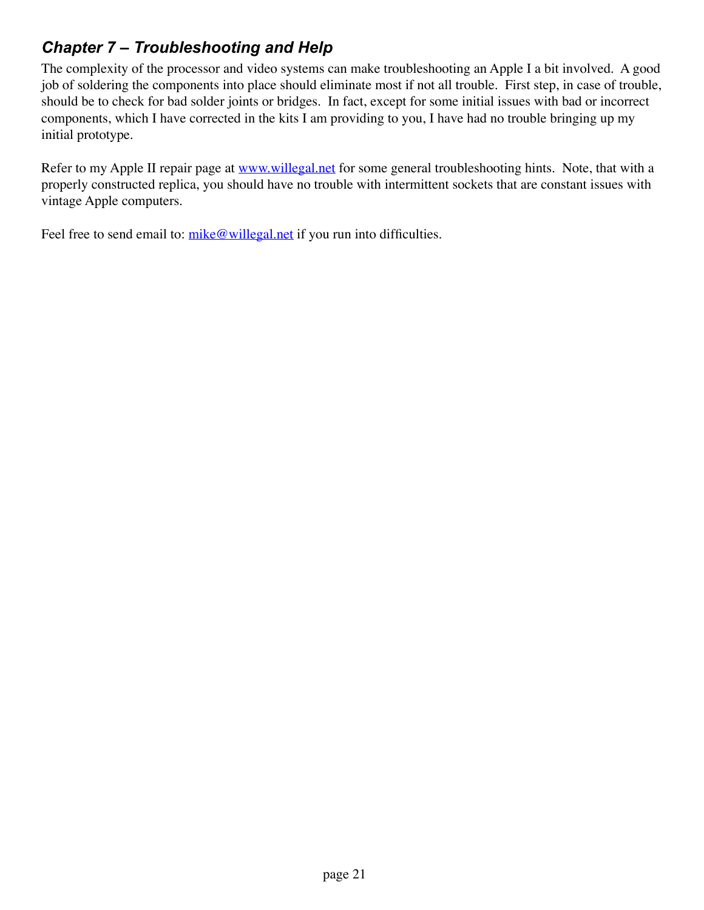## *Chapter 7 – Troubleshooting and Help*

The complexity of the processor and video systems can make troubleshooting an Apple I a bit involved. A good job of soldering the components into place should eliminate most if not all trouble. First step, in case of trouble, should be to check for bad solder joints or bridges. In fact, except for some initial issues with bad or incorrect components, which I have corrected in the kits I am providing to you, I have had no trouble bringing up my initial prototype.

Refer to my Apple II repair page at [www.willegal.net](http://www.willegal.net) for some general troubleshooting hints. Note, that with a properly constructed replica, you should have no trouble with intermittent sockets that are constant issues with vintage Apple computers.

Feel free to send email to: [mike@willegal.net](mailto:mike@willegal.net) if you run into difficulties.